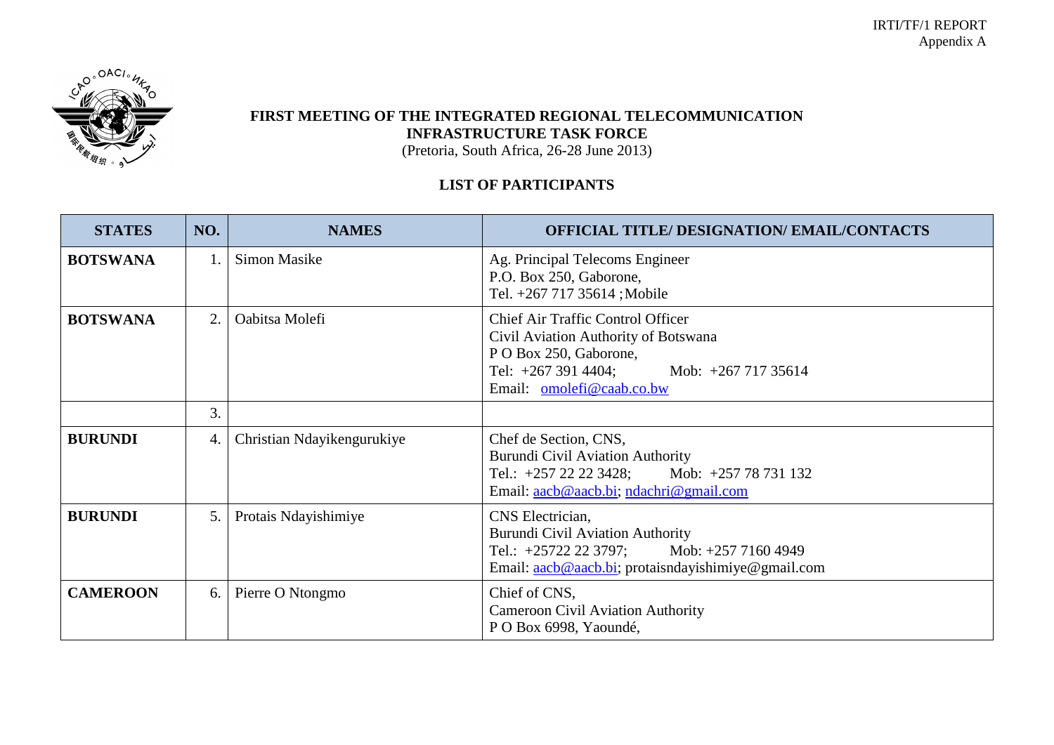IRTI/TF/1 REPORT
Appendix A

**FIRST MEETING OF THE INTEGRATED REGIONAL TELECOMMUNICATION INFRASTRUCTURE TASK FORCE**
(Pretoria, South Africa, 26-28 June 2013)

**LIST OF PARTICIPANTS**

| STATES | NO. | NAMES | OFFICIAL TITLE/ DESIGNATION/ EMAIL/CONTACTS |
|---|---|---|---|
| **BOTSWANA** | 1. | Simon Masike | Ag. Principal Telecoms Engineer<br>P.O. Box 250, Gaborone,<br>Tel. +267 717 35614 ;Mobile |
| **BOTSWANA** | 2. | Oabitsa Molefi | Chief Air Traffic Control Officer<br>Civil Aviation Authority of Botswana<br>P O Box 250, Gaborone,<br>Tel: +267 391 4404; Mob: +267 717 35614<br>Email: omolefi@caab.co.bw |
| | 3. | | |
| **BURUNDI** | 4. | Christian Ndayikengurukiye | Chef de Section, CNS,<br>Burundi Civil Aviation Authority<br>Tel.: +257 22 22 3428; Mob: +257 78 731 132<br>Email: aacb@aacb.bi; ndachri@gmail.com |
| **BURUNDI** | 5. | Protais Ndayishimiye | CNS Electrician,<br>Burundi Civil Aviation Authority<br>Tel.: +25722 22 3797; Mob: +257 7160 4949<br>Email: aacb@aacb.bi; protaisndayishimiye@gmail.com |
| **CAMEROON** | 6. | Pierre O Ntongmo | Chief of CNS,<br>Cameroon Civil Aviation Authority<br>P O Box 6998, Yaoundé, |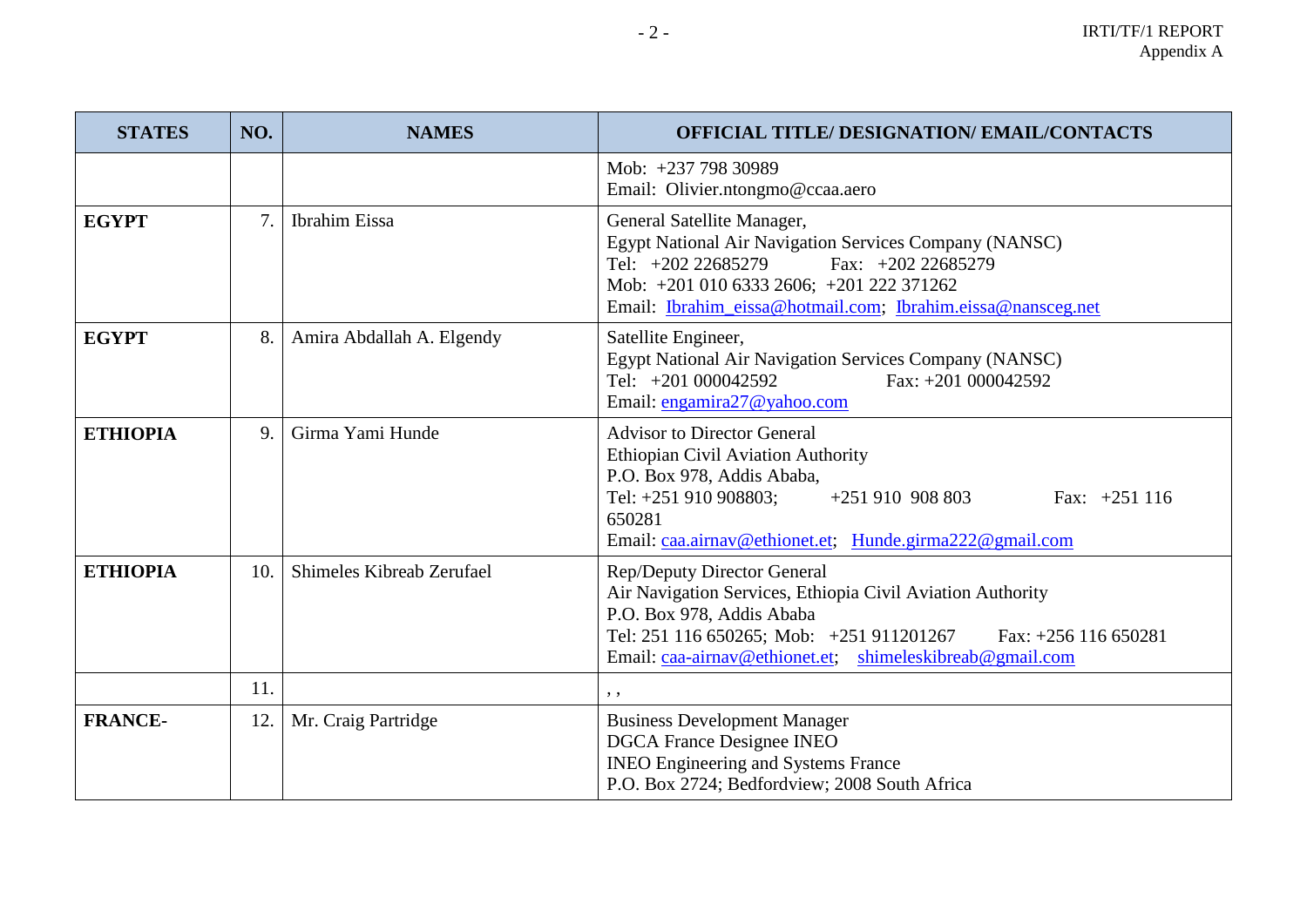| STATES | NO. | NAMES | OFFICIAL TITLE/ DESIGNATION/ EMAIL/CONTACTS |
|---|---|---|---|
| | | | Mob: +237 798 30989<br>Email: Olivier.ntongmo@ccaa.aero |
| **EGYPT** | 7. | Ibrahim Eissa | General Satellite Manager,<br>Egypt National Air Navigation Services Company (NANSC)<br>Tel: +202 22685279 Fax: +202 22685279<br>Mob: +201 010 6333 2606; +201 222 371262<br>Email: Ibrahim_eissa@hotmail.com; Ibrahim.eissa@nansceg.net |
| **EGYPT** | 8. | Amira Abdallah A. Elgendy | Satellite Engineer,<br>Egypt National Air Navigation Services Company (NANSC)<br>Tel: +201 000042592 Fax: +201 000042592<br>Email: engamira27@yahoo.com |
| **ETHIOPIA** | 9. | Girma Yami Hunde | Advisor to Director General<br>Ethiopian Civil Aviation Authority<br>P.O. Box 978, Addis Ababa,<br>Tel: +251 910 908803; +251 910 908 803 Fax: +251 116 650281<br>Email: caa.airnav@ethionet.et; Hunde.girma222@gmail.com |
| **ETHIOPIA** | 10. | Shimeles Kibreab Zerufael | Rep/Deputy Director General<br>Air Navigation Services, Ethiopia Civil Aviation Authority<br>P.O. Box 978, Addis Ababa<br>Tel: 251 116 650265; Mob: +251 911201267 Fax: +256 116 650281<br>Email: caa-airnav@ethionet.et; shimeleskibreab@gmail.com |
| | 11. | | , , |
| **FRANCE-** | 12. | Mr. Craig Partridge | Business Development Manager<br>DGCA France Designee INEO<br>INEO Engineering and Systems France<br>P.O. Box 2724; Bedfordview; 2008 South Africa |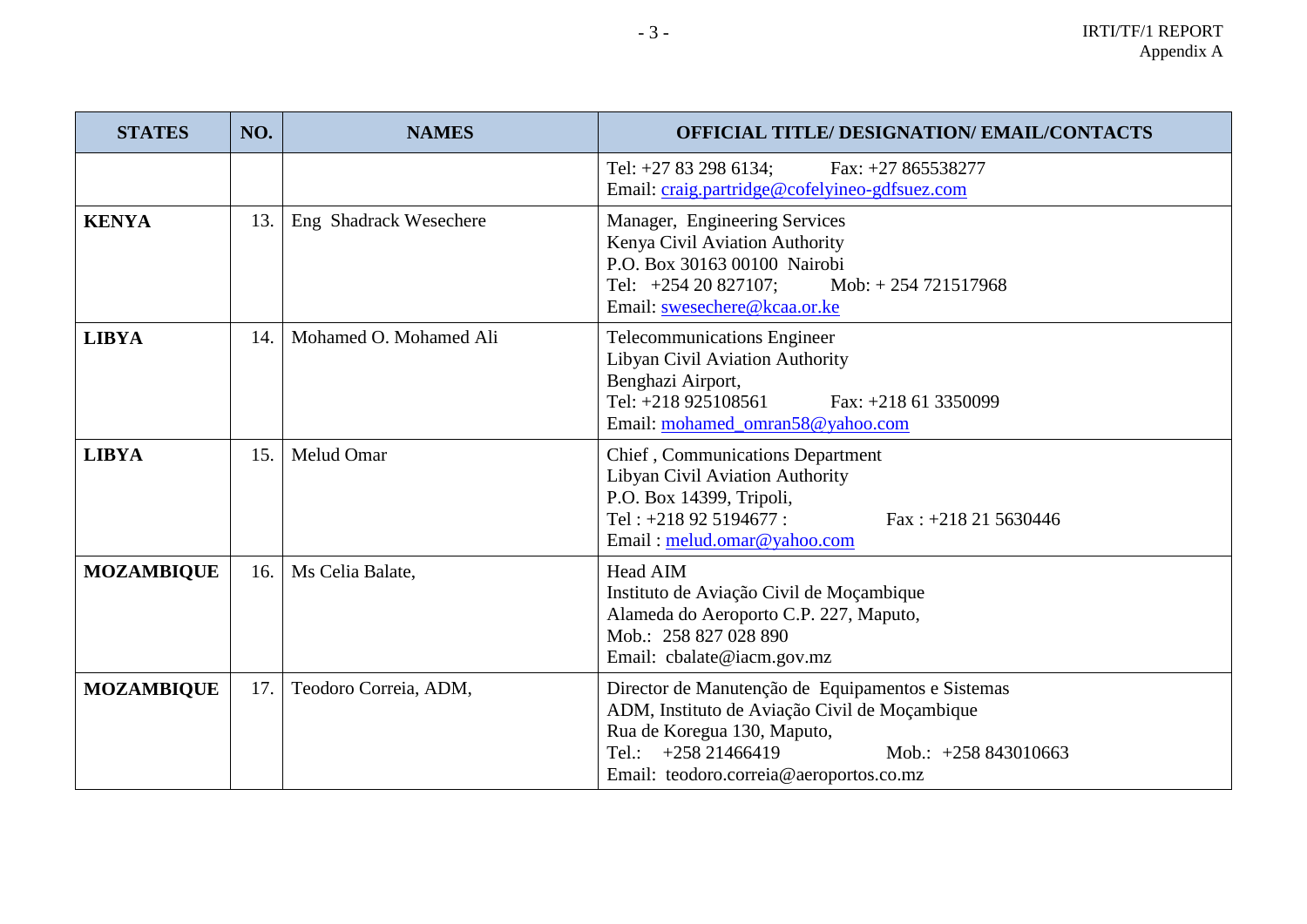| STATES | NO. | NAMES | OFFICIAL TITLE/ DESIGNATION/ EMAIL/CONTACTS |
|---|---|---|---|
| | | | Tel: +27 83 298 6134; Fax: +27 865538277<br>Email: craig.partridge@cofelyineo-gdfsuez.com |
| **KENYA** | 13. | Eng Shadrack Wesechere | Manager, Engineering Services<br>Kenya Civil Aviation Authority<br>P.O. Box 30163 00100 Nairobi<br>Tel: +254 20 827107; Mob: + 254 721517968<br>Email: swesechere@kcaa.or.ke |
| **LIBYA** | 14. | Mohamed O. Mohamed Ali | Telecommunications Engineer<br>Libyan Civil Aviation Authority<br>Benghazi Airport,<br>Tel: +218 925108561 Fax: +218 61 3350099<br>Email: mohamed_omran58@yahoo.com |
| **LIBYA** | 15. | Melud Omar | Chief , Communications Department<br>Libyan Civil Aviation Authority<br>P.O. Box 14399, Tripoli,<br>Tel : +218 92 5194677 : Fax : +218 21 5630446<br>Email : melud.omar@yahoo.com |
| **MOZAMBIQUE** | 16. | Ms Celia Balate, | Head AIM<br>Instituto de Aviação Civil de Moçambique<br>Alameda do Aeroporto C.P. 227, Maputo,<br>Mob.: 258 827 028 890<br>Email: cbalate@iacm.gov.mz |
| **MOZAMBIQUE** | 17. | Teodoro Correia, ADM, | Director de Manutenção de Equipamentos e Sistemas<br>ADM, Instituto de Aviação Civil de Moçambique<br>Rua de Koregua 130, Maputo,<br>Tel.: +258 21466419 Mob.: +258 843010663<br>Email: teodoro.correia@aeroportos.co.mz |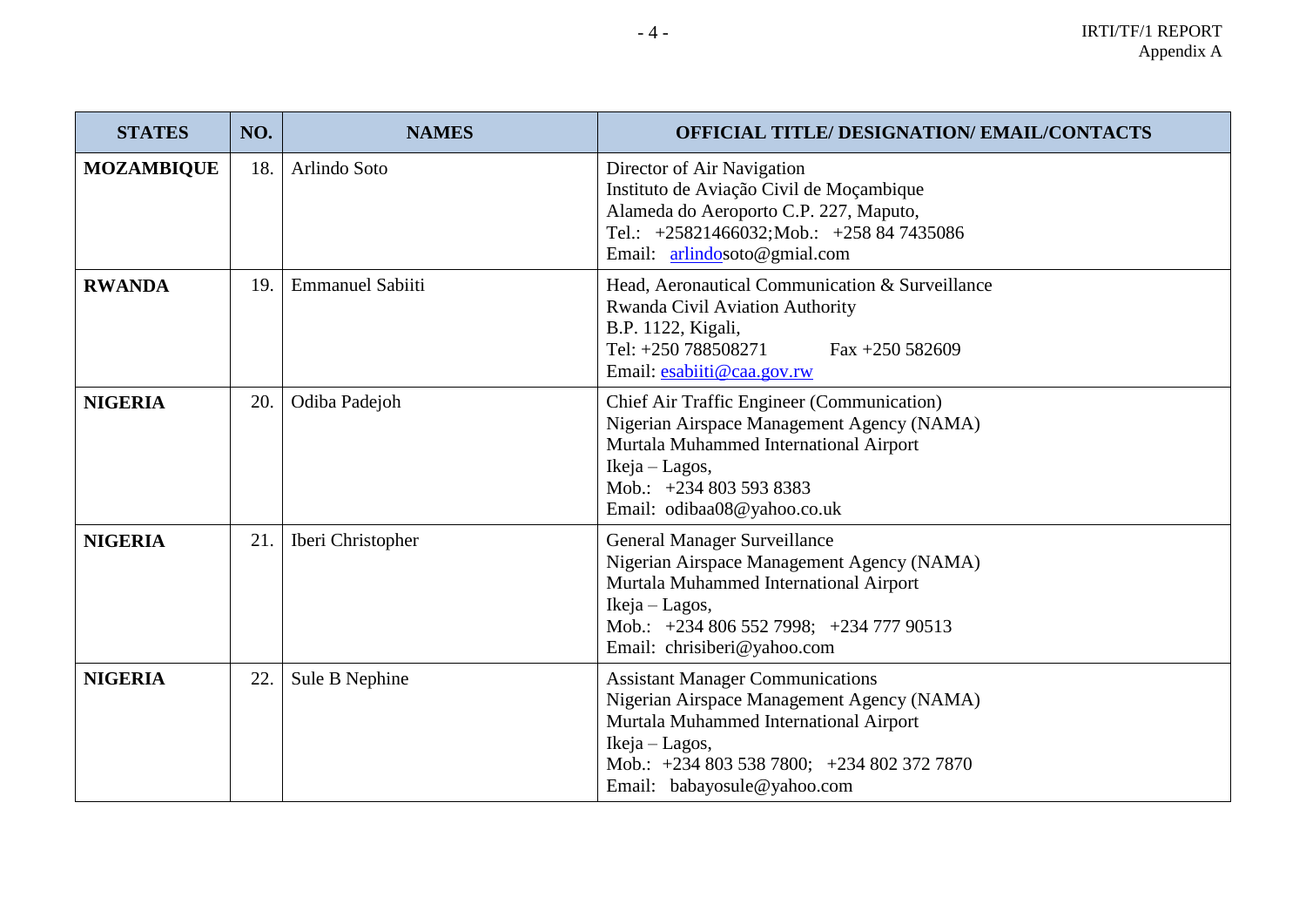| STATES | NO. | NAMES | OFFICIAL TITLE/ DESIGNATION/ EMAIL/CONTACTS |
|---|---|---|---|
| **MOZAMBIQUE** | 18. | Arlindo Soto | Director of Air Navigation<br>Instituto de Aviação Civil de Moçambique<br>Alameda do Aeroporto C.P. 227, Maputo,<br>Tel.: +25821466032;Mob.: +258 84 7435086<br>Email: arlindosoto@gmial.com |
| **RWANDA** | 19. | Emmanuel Sabiiti | Head, Aeronautical Communication & Surveillance<br>Rwanda Civil Aviation Authority<br>B.P. 1122, Kigali,<br>Tel: +250 788508271 Fax +250 582609<br>Email: esabiiti@caa.gov.rw |
| **NIGERIA** | 20. | Odiba Padejoh | Chief Air Traffic Engineer (Communication)<br>Nigerian Airspace Management Agency (NAMA)<br>Murtala Muhammed International Airport<br>Ikeja – Lagos,<br>Mob.: +234 803 593 8383<br>Email: odibaa08@yahoo.co.uk |
| **NIGERIA** | 21. | Iberi Christopher | General Manager Surveillance<br>Nigerian Airspace Management Agency (NAMA)<br>Murtala Muhammed International Airport<br>Ikeja – Lagos,<br>Mob.: +234 806 552 7998; +234 777 90513<br>Email: chrisiberi@yahoo.com |
| **NIGERIA** | 22. | Sule B Nephine | Assistant Manager Communications<br>Nigerian Airspace Management Agency (NAMA)<br>Murtala Muhammed International Airport<br>Ikeja – Lagos,<br>Mob.: +234 803 538 7800; +234 802 372 7870<br>Email: babayosule@yahoo.com |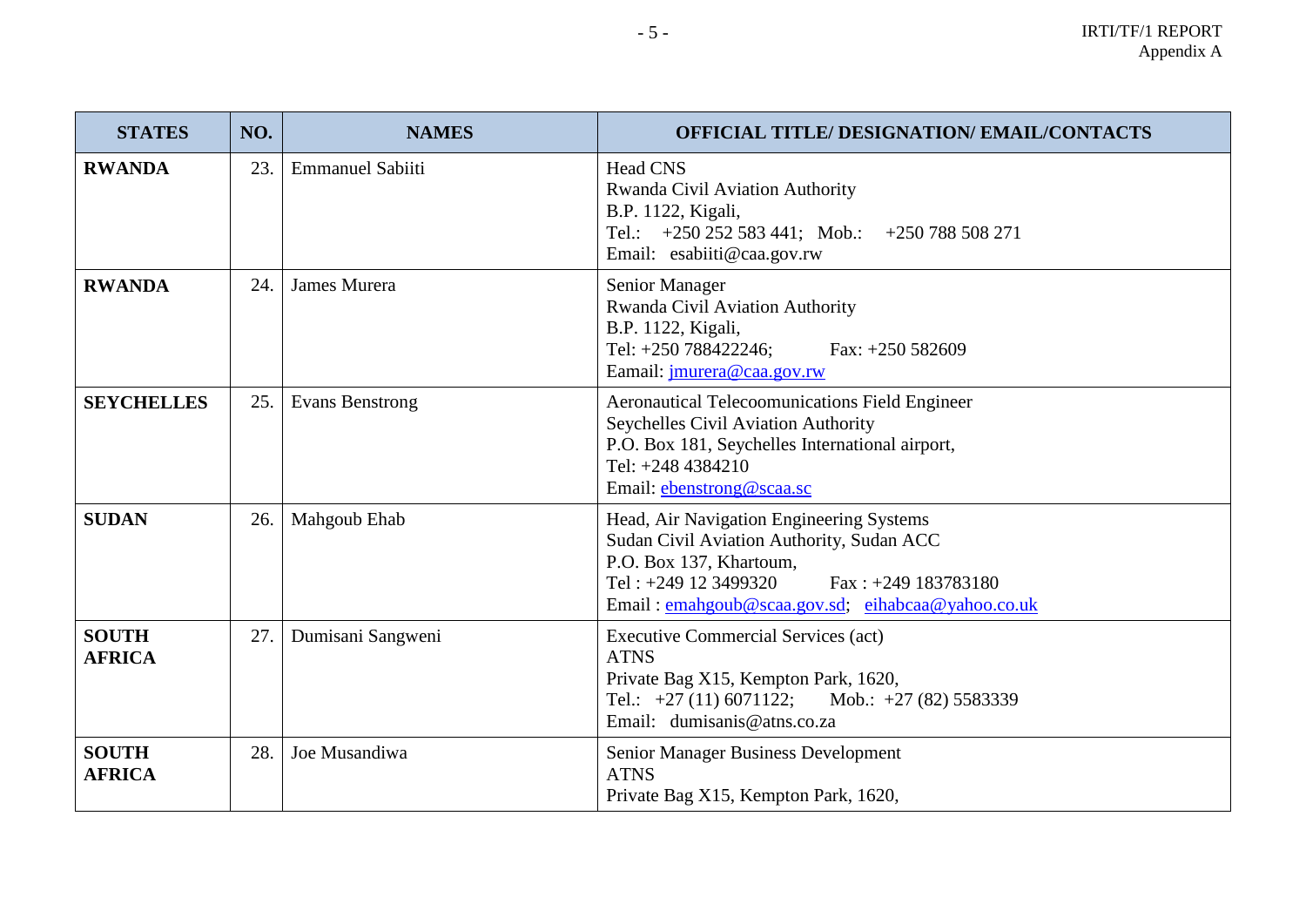| STATES | NO. | NAMES | OFFICIAL TITLE/ DESIGNATION/ EMAIL/CONTACTS |
|---|---|---|---|
| **RWANDA** | 23. | Emmanuel Sabiiti | Head CNS<br>Rwanda Civil Aviation Authority<br>B.P. 1122, Kigali,<br>Tel.: +250 252 583 441; Mob.: +250 788 508 271<br>Email: esabiiti@caa.gov.rw |
| **RWANDA** | 24. | James Murera | Senior Manager<br>Rwanda Civil Aviation Authority<br>B.P. 1122, Kigali,<br>Tel: +250 788422246; Fax: +250 582609<br>Eamail: jmurera@caa.gov.rw |
| **SEYCHELLES** | 25. | Evans Benstrong | Aeronautical Telecoomunications Field Engineer<br>Seychelles Civil Aviation Authority<br>P.O. Box 181, Seychelles International airport,<br>Tel: +248 4384210<br>Email: ebenstrong@scaa.sc |
| **SUDAN** | 26. | Mahgoub Ehab | Head, Air Navigation Engineering Systems<br>Sudan Civil Aviation Authority, Sudan ACC<br>P.O. Box 137, Khartoum,<br>Tel : +249 12 3499320 Fax : +249 183783180<br>Email : emahgoub@scaa.gov.sd; eihabcaa@yahoo.co.uk |
| **SOUTH AFRICA** | 27. | Dumisani Sangweni | Executive Commercial Services (act)<br>ATNS<br>Private Bag X15, Kempton Park, 1620,<br>Tel.: +27 (11) 6071122; Mob.: +27 (82) 5583339<br>Email: dumisanis@atns.co.za |
| **SOUTH AFRICA** | 28. | Joe Musandiwa | Senior Manager Business Development<br>ATNS<br>Private Bag X15, Kempton Park, 1620, |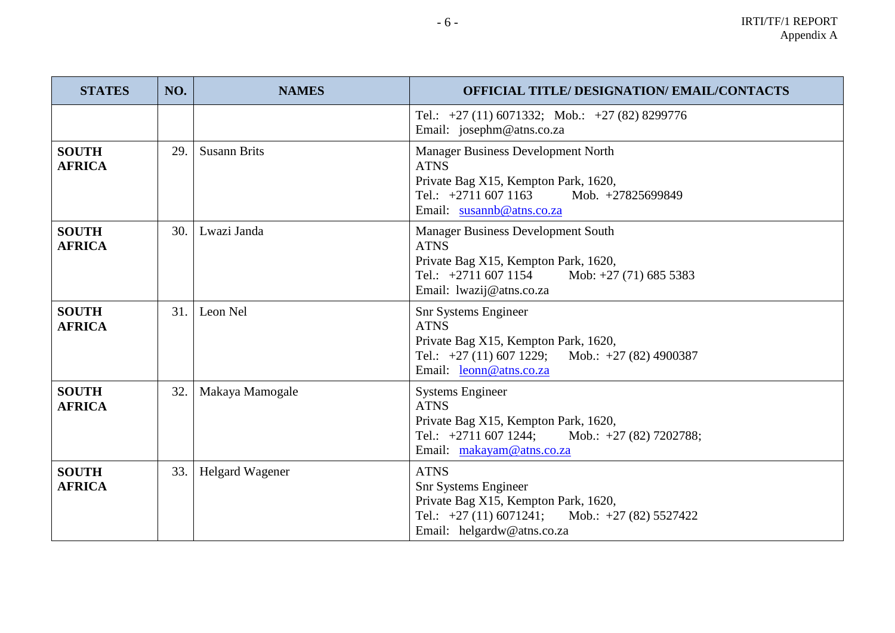| STATES | NO. | NAMES | OFFICIAL TITLE/ DESIGNATION/ EMAIL/CONTACTS |
|---|---|---|---|
| | | | Tel.: +27 (11) 6071332; Mob.: +27 (82) 8299776<br>Email: josephm@atns.co.za |
| **SOUTH AFRICA** | 29. | Susann Brits | Manager Business Development North<br>ATNS<br>Private Bag X15, Kempton Park, 1620,<br>Tel.: +2711 607 1163 Mob. +27825699849<br>Email: susannb@atns.co.za |
| **SOUTH AFRICA** | 30. | Lwazi Janda | Manager Business Development South<br>ATNS<br>Private Bag X15, Kempton Park, 1620,<br>Tel.: +2711 607 1154 Mob: +27 (71) 685 5383<br>Email: lwazij@atns.co.za |
| **SOUTH AFRICA** | 31. | Leon Nel | Snr Systems Engineer<br>ATNS<br>Private Bag X15, Kempton Park, 1620,<br>Tel.: +27 (11) 607 1229; Mob.: +27 (82) 4900387<br>Email: leonn@atns.co.za |
| **SOUTH AFRICA** | 32. | Makaya Mamogale | Systems Engineer<br>ATNS<br>Private Bag X15, Kempton Park, 1620,<br>Tel.: +2711 607 1244; Mob.: +27 (82) 7202788;<br>Email: makayam@atns.co.za |
| **SOUTH AFRICA** | 33. | Helgard Wagener | ATNS<br>Snr Systems Engineer<br>Private Bag X15, Kempton Park, 1620,<br>Tel.: +27 (11) 6071241; Mob.: +27 (82) 5527422<br>Email: helgardw@atns.co.za |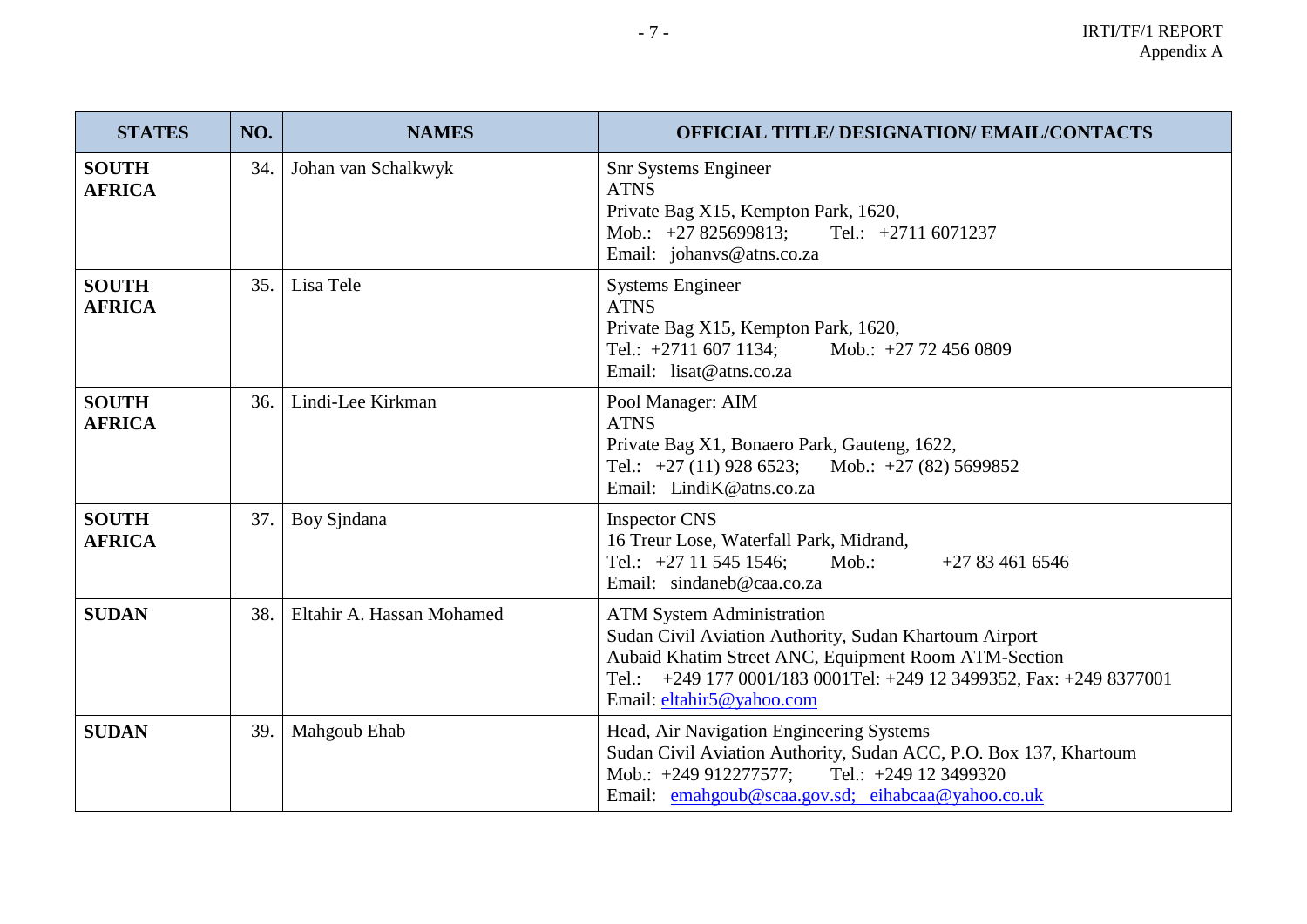| STATES | NO. | NAMES | OFFICIAL TITLE/ DESIGNATION/ EMAIL/CONTACTS |
|---|---|---|---|
| **SOUTH AFRICA** | 34. | Johan van Schalkwyk | Snr Systems Engineer<br>ATNS<br>Private Bag X15, Kempton Park, 1620,<br>Mob.: +27 825699813; Tel.: +2711 6071237<br>Email: johanvs@atns.co.za |
| **SOUTH AFRICA** | 35. | Lisa Tele | Systems Engineer<br>ATNS<br>Private Bag X15, Kempton Park, 1620,<br>Tel.: +2711 607 1134; Mob.: +27 72 456 0809<br>Email: lisat@atns.co.za |
| **SOUTH AFRICA** | 36. | Lindi-Lee Kirkman | Pool Manager: AIM<br>ATNS<br>Private Bag X1, Bonaero Park, Gauteng, 1622,<br>Tel.: +27 (11) 928 6523; Mob.: +27 (82) 5699852<br>Email: LindiK@atns.co.za |
| **SOUTH AFRICA** | 37. | Boy Sjndana | Inspector CNS<br>16 Treur Lose, Waterfall Park, Midrand,<br>Tel.: +27 11 545 1546; Mob.: +27 83 461 6546<br>Email: sindaneb@caa.co.za |
| **SUDAN** | 38. | Eltahir A. Hassan Mohamed | ATM System Administration<br>Sudan Civil Aviation Authority, Sudan Khartoum Airport<br>Aubaid Khatim Street ANC, Equipment Room ATM-Section<br>Tel.: +249 177 0001/183 0001Tel: +249 12 3499352, Fax: +249 8377001<br>Email: eltahir5@yahoo.com |
| **SUDAN** | 39. | Mahgoub Ehab | Head, Air Navigation Engineering Systems<br>Sudan Civil Aviation Authority, Sudan ACC, P.O. Box 137, Khartoum<br>Mob.: +249 912277577; Tel.: +249 12 3499320<br>Email: emahgoub@scaa.gov.sd; eihabcaa@yahoo.co.uk |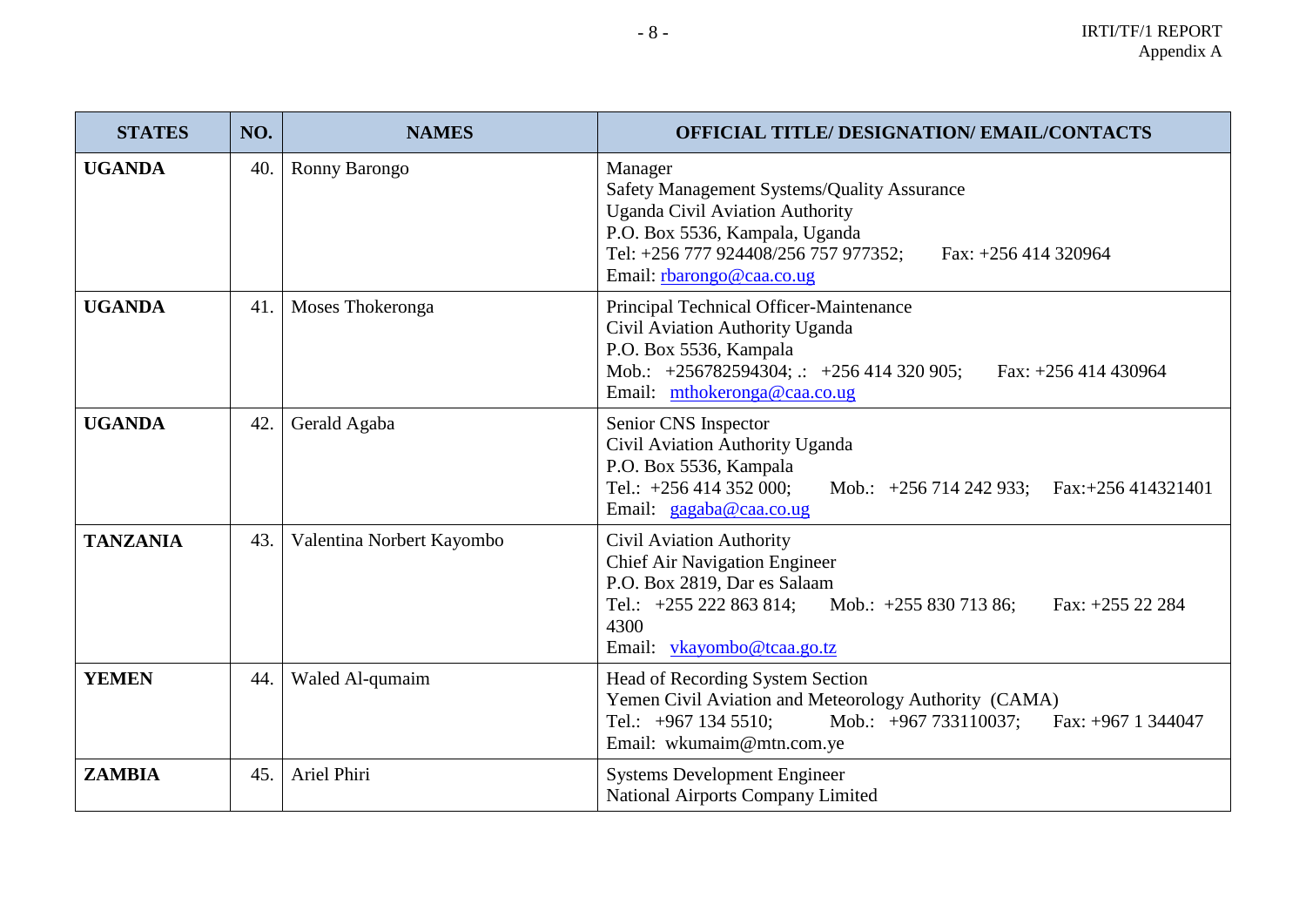| STATES | NO. | NAMES | OFFICIAL TITLE/ DESIGNATION/ EMAIL/CONTACTS |
|---|---|---|---|
| **UGANDA** | 40. | Ronny Barongo | Manager<br>Safety Management Systems/Quality Assurance<br>Uganda Civil Aviation Authority<br>P.O. Box 5536, Kampala, Uganda<br>Tel: +256 777 924408/256 757 977352; Fax: +256 414 320964<br>Email: rbarongo@caa.co.ug |
| **UGANDA** | 41. | Moses Thokeronga | Principal Technical Officer-Maintenance<br>Civil Aviation Authority Uganda<br>P.O. Box 5536, Kampala<br>Mob.: +256782594304; .: +256 414 320 905; Fax: +256 414 430964<br>Email: mthokeronga@caa.co.ug |
| **UGANDA** | 42. | Gerald Agaba | Senior CNS Inspector<br>Civil Aviation Authority Uganda<br>P.O. Box 5536, Kampala<br>Tel.: +256 414 352 000; Mob.: +256 714 242 933; Fax:+256 414321401<br>Email: gagaba@caa.co.ug |
| **TANZANIA** | 43. | Valentina Norbert Kayombo | Civil Aviation Authority<br>Chief Air Navigation Engineer<br>P.O. Box 2819, Dar es Salaam<br>Tel.: +255 222 863 814; Mob.: +255 830 713 86; Fax: +255 22 284 4300<br>Email: vkayombo@tcaa.go.tz |
| **YEMEN** | 44. | Waled Al-qumaim | Head of Recording System Section<br>Yemen Civil Aviation and Meteorology Authority (CAMA)<br>Tel.: +967 134 5510; Mob.: +967 733110037; Fax: +967 1 344047<br>Email: wkumaim@mtn.com.ye |
| **ZAMBIA** | 45. | Ariel Phiri | Systems Development Engineer<br>National Airports Company Limited |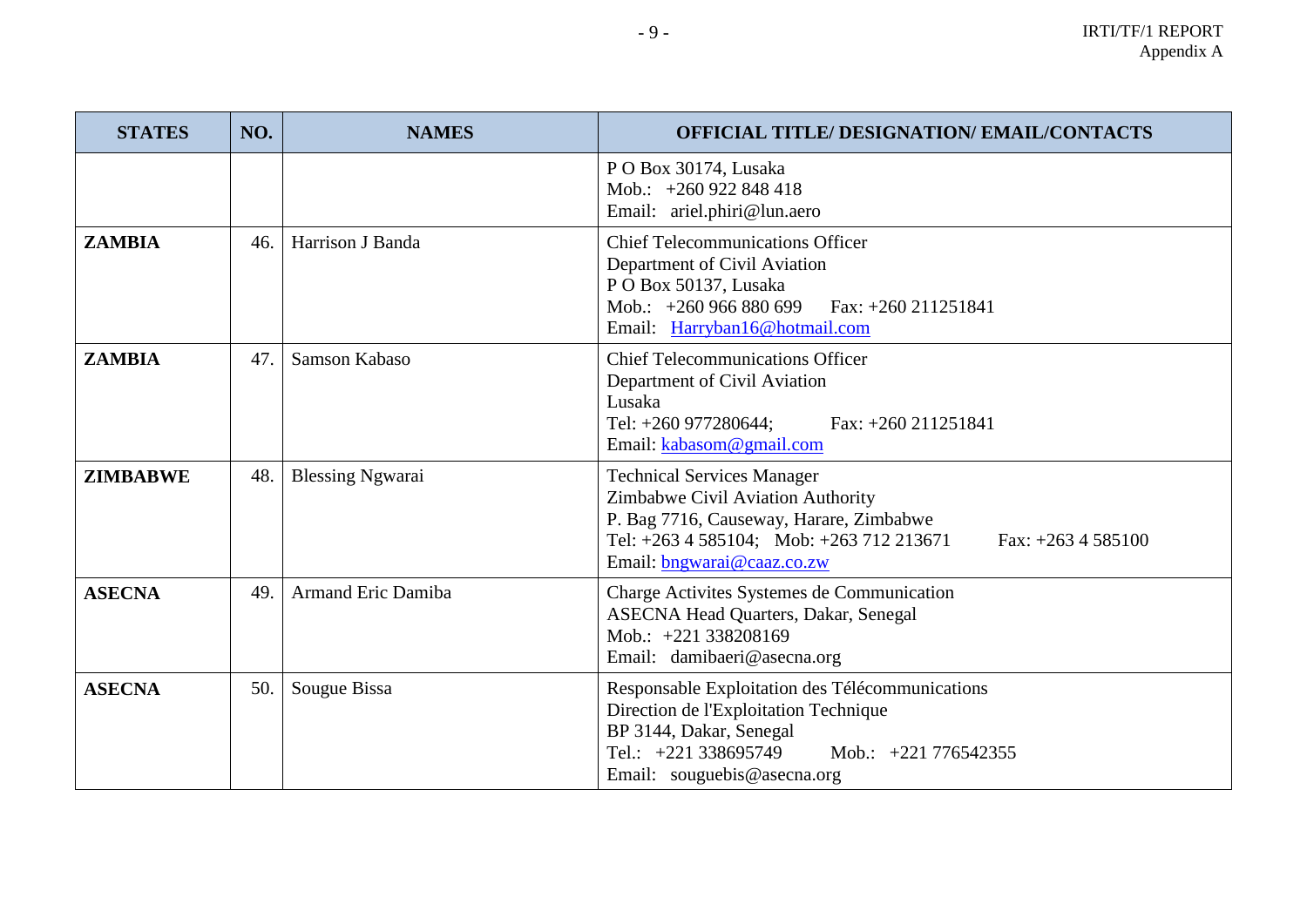| STATES | NO. | NAMES | OFFICIAL TITLE/ DESIGNATION/ EMAIL/CONTACTS |
|---|---|---|---|
| | | | P O Box 30174, Lusaka<br>Mob.: +260 922 848 418<br>Email: ariel.phiri@lun.aero |
| **ZAMBIA** | 46. | Harrison J Banda | Chief Telecommunications Officer<br>Department of Civil Aviation<br>P O Box 50137, Lusaka<br>Mob.: +260 966 880 699 Fax: +260 211251841<br>Email: Harryban16@hotmail.com |
| **ZAMBIA** | 47. | Samson Kabaso | Chief Telecommunications Officer<br>Department of Civil Aviation<br>Lusaka<br>Tel: +260 977280644; Fax: +260 211251841<br>Email: kabasom@gmail.com |
| **ZIMBABWE** | 48. | Blessing Ngwarai | Technical Services Manager<br>Zimbabwe Civil Aviation Authority<br>P. Bag 7716, Causeway, Harare, Zimbabwe<br>Tel: +263 4 585104; Mob: +263 712 213671 Fax: +263 4 585100<br>Email: bngwarai@caaz.co.zw |
| **ASECNA** | 49. | Armand Eric Damiba | Charge Activites Systemes de Communication<br>ASECNA Head Quarters, Dakar, Senegal<br>Mob.: +221 338208169<br>Email: damibaeri@asecna.org |
| **ASECNA** | 50. | Sougue Bissa | Responsable Exploitation des Télécommunications<br>Direction de l'Exploitation Technique<br>BP 3144, Dakar, Senegal<br>Tel.: +221 338695749 Mob.: +221 776542355<br>Email: souguebis@asecna.org |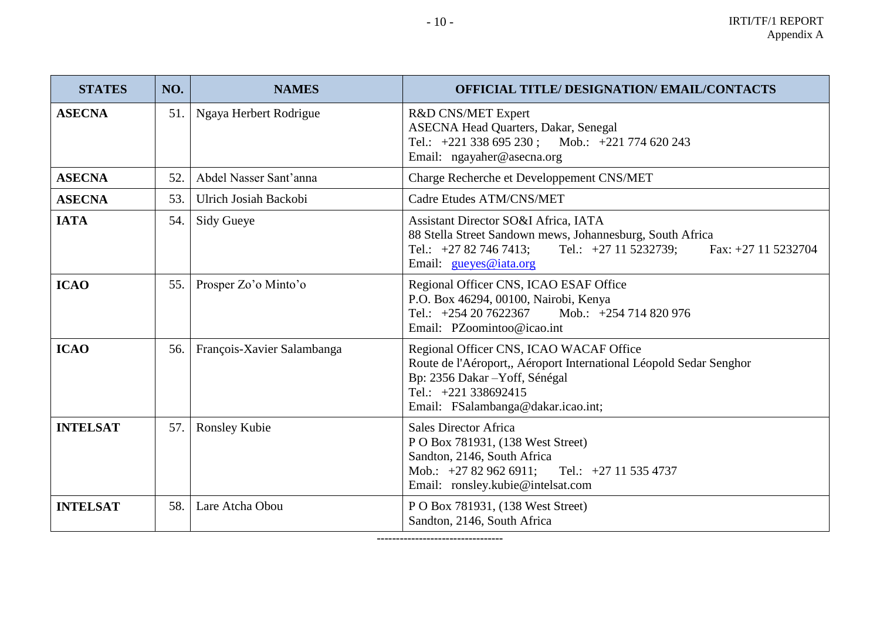| STATES | NO. | NAMES | OFFICIAL TITLE/ DESIGNATION/ EMAIL/CONTACTS |
|---|---|---|---|
| **ASECNA** | 51. | Ngaya Herbert Rodrigue | R&D CNS/MET Expert<br>ASECNA Head Quarters, Dakar, Senegal<br>Tel.: +221 338 695 230 ; Mob.: +221 774 620 243<br>Email: ngayaher@asecna.org |
| **ASECNA** | 52. | Abdel Nasser Sant'anna | Charge Recherche et Developpement CNS/MET |
| **ASECNA** | 53. | Ulrich Josiah Backobi | Cadre Etudes ATM/CNS/MET |
| **IATA** | 54. | Sidy Gueye | Assistant Director SO&I Africa, IATA<br>88 Stella Street Sandown mews, Johannesburg, South Africa<br>Tel.: +27 82 746 7413; Tel.: +27 11 5232739; Fax: +27 11 5232704<br>Email: gueyes@iata.org |
| **ICAO** | 55. | Prosper Zo'o Minto'o | Regional Officer CNS, ICAO ESAF Office<br>P.O. Box 46294, 00100, Nairobi, Kenya<br>Tel.: +254 20 7622367 Mob.: +254 714 820 976<br>Email: PZoomintoo@icao.int |
| **ICAO** | 56. | François-Xavier Salambanga | Regional Officer CNS, ICAO WACAF Office<br>Route de l'Aéroport,, Aéroport International Léopold Sedar Senghor<br>Bp: 2356 Dakar –Yoff, Sénégal<br>Tel.: +221 338692415<br>Email: FSalambanga@dakar.icao.int; |
| **INTELSAT** | 57. | Ronsley Kubie | Sales Director Africa<br>P O Box 781931, (138 West Street)<br>Sandton, 2146, South Africa<br>Mob.: +27 82 962 6911; Tel.: +27 11 535 4737<br>Email: ronsley.kubie@intelsat.com |
| **INTELSAT** | 58. | Lare Atcha Obou | P O Box 781931, (138 West Street)<br>Sandton, 2146, South Africa |

--------------------------------